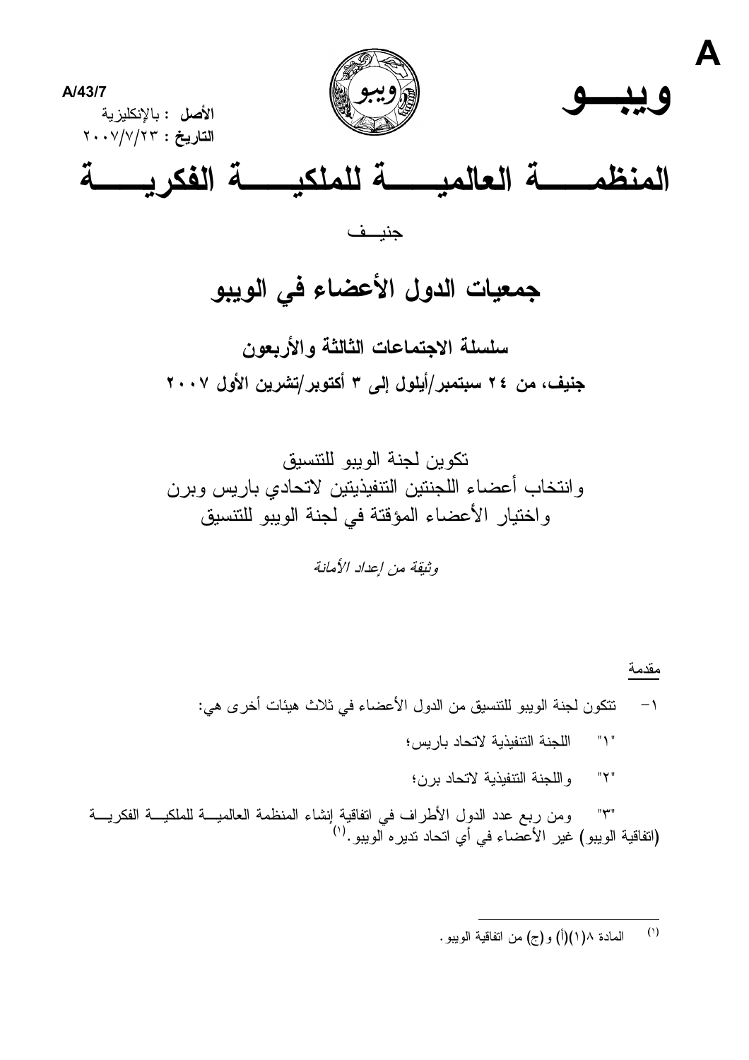A

A/43/7

**الأصل** : بالإنكليزية
**التاريخ** : ٢٠٠٧/٧/٢٣

ويبـــو

# المنظمـــــة العالميـــــة للملكيـــــة الفكريـــــة

جنيــف

## جمعيات الدول الأعضاء في الويبو

### سلسلة الاجتماعات الثالثة والأربعون

### جنيف، من ٢٤ سبتمبر/أيلول إلى ٣ أكتوبر/تشرين الأول ٢٠٠٧

## تكوين لجنة الويبو للتنسيق
## وانتخاب أعضاء اللجنتين التنفيذيتين لاتحادي باريس وبرن
## واختيار الأعضاء المؤقتة في لجنة الويبو للتنسيق

*وثيقة من إعداد الأمانة*

مقدمة

١- تتكون لجنة الويبو للتنسيق من الدول الأعضاء في ثلاث هيئات أخرى هي:

"١" اللجنة التنفيذية لاتحاد باريس؛

"٢" واللجنة التنفيذية لاتحاد برن؛

"٣" ومن ربع عدد الدول الأطراف في اتفاقية إنشاء المنظمة العالميـــة للملكيـــة الفكريـــة (اتفاقية الويبو) غير الأعضاء في أي اتحاد تديره الويبو.[1]

---

(١) المادة ٨(١)(أ) و(ج) من اتفاقية الويبو.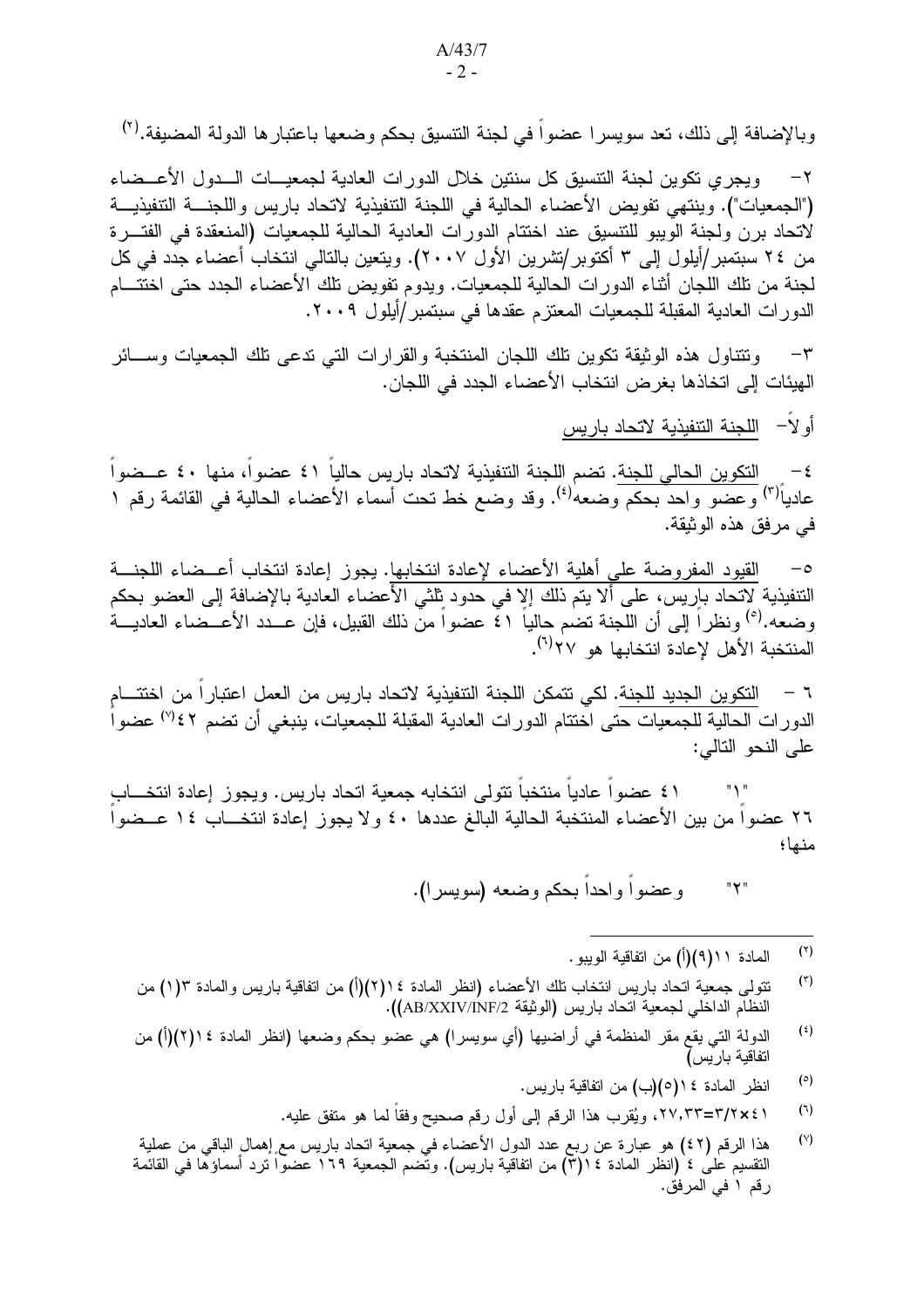وبالإضافة إلى ذلك، تعد سويسرا عضواً في لجنة التنسيق بحكم وضعها باعتبارها الدولة المضيفة.[٢]

٢- ويجري تكوين لجنة التنسيق كل سنتين خلال الدورات العادية لجمعيات الدول الأعضاء ("الجمعيات"). وينتهي تفويض الأعضاء الحالية في اللجنة التنفيذية لاتحاد باريس واللجنة التنفيذية لاتحاد برن ولجنة الويبو للتنسيق عند اختتام الدورات العادية الحالية للجمعيات (المنعقدة في الفترة من ٢٤ سبتمبر/أيلول إلى ٣ أكتوبر/تشرين الأول ٢٠٠٧). ويتعين بالتالي انتخاب أعضاء جدد في كل لجنة من تلك اللجان أثناء الدورات الحالية للجمعيات. ويدوم تفويض تلك الأعضاء الجدد حتى اختتام الدورات العادية المقبلة للجمعيات المعتزم عقدها في سبتمبر/أيلول ٢٠٠٩.

٣- وتتناول هذه الوثيقة تكوين تلك اللجان المنتخبة والقرارات التي تدعى تلك الجمعيات وسائر الهيئات إلى اتخاذها بغرض انتخاب الأعضاء الجدد في اللجان.

## أولاً- اللجنة التنفيذية لاتحاد باريس

٤- التكوين الحالي للجنة. تضم اللجنة التنفيذية لاتحاد باريس حالياً ٤١ عضواً، منها ٤٠ عضواً عادياً[٣] وعضو واحد بحكم وضعه[٤]. وقد وضع خط تحت أسماء الأعضاء الحالية في القائمة رقم ١ في مرفق هذه الوثيقة.

٥- القيود المفروضة على أهلية الأعضاء لإعادة انتخابها. يجوز إعادة انتخاب أعضاء اللجنة التنفيذية لاتحاد باريس، على ألا يتم ذلك إلا في حدود ثلثي الأعضاء العادية بالإضافة إلى العضو بحكم وضعه.[٥] ونظراً إلى أن اللجنة تضم حالياً ٤١ عضواً من ذلك القبيل، فإن عدد الأعضاء العادية المنتخبة الأهل لإعادة انتخابها هو ٢٧[٦].

٦ – التكوين الجديد للجنة. لكي تتمكن اللجنة التنفيذية لاتحاد باريس من العمل اعتباراً من اختتام الدورات الحالية للجمعيات حتى اختتام الدورات العادية المقبلة للجمعيات، ينبغي أن تضم ٤٢[٧] عضواً على النحو التالي:

"١" ٤١ عضواً عادياً منتخباً تتولى انتخابه جمعية اتحاد باريس. ويجوز إعادة انتخاب ٢٦ عضواً من بين الأعضاء المنتخبة الحالية البالغ عددها ٤٠ ولا يجوز إعادة انتخاب ١٤ عضواً منها؛

"٢" وعضواً واحداً بحكم وضعه (سويسرا).

---

[٢] المادة ١١(٩)(أ) من اتفاقية الويبو.

[٣] تتولى جمعية اتحاد باريس انتخاب تلك الأعضاء (انظر المادة ١٤(٢)(أ) من اتفاقية باريس والمادة ٣(١) من النظام الداخلي لجمعية اتحاد باريس (الوثيقة AB/XXIV/INF/2)).

[٤] الدولة التي يقع مقر المنظمة في أراضيها (أي سويسرا) هي عضو بحكم وضعها (انظر المادة ١٤(٢)(أ) من اتفاقية باريس)

[٥] انظر المادة ١٤(٥)(ب) من اتفاقية باريس.

[٦] ٤١×٢/٣=٢٧,٣٣، ويُقرب هذا الرقم إلى أول رقم صحيح وفقاً لما هو متفق عليه.

[٧] هذا الرقم (٤٢) هو عبارة عن ربع عدد الدول الأعضاء في جمعية اتحاد باريس مع إهمال الباقي من عملية التقسيم على ٤ (انظر المادة ١٤(٣) من اتفاقية باريس). وتضم الجمعية ١٦٩ عضواً ترد أسماؤها في القائمة رقم ١ في المرفق.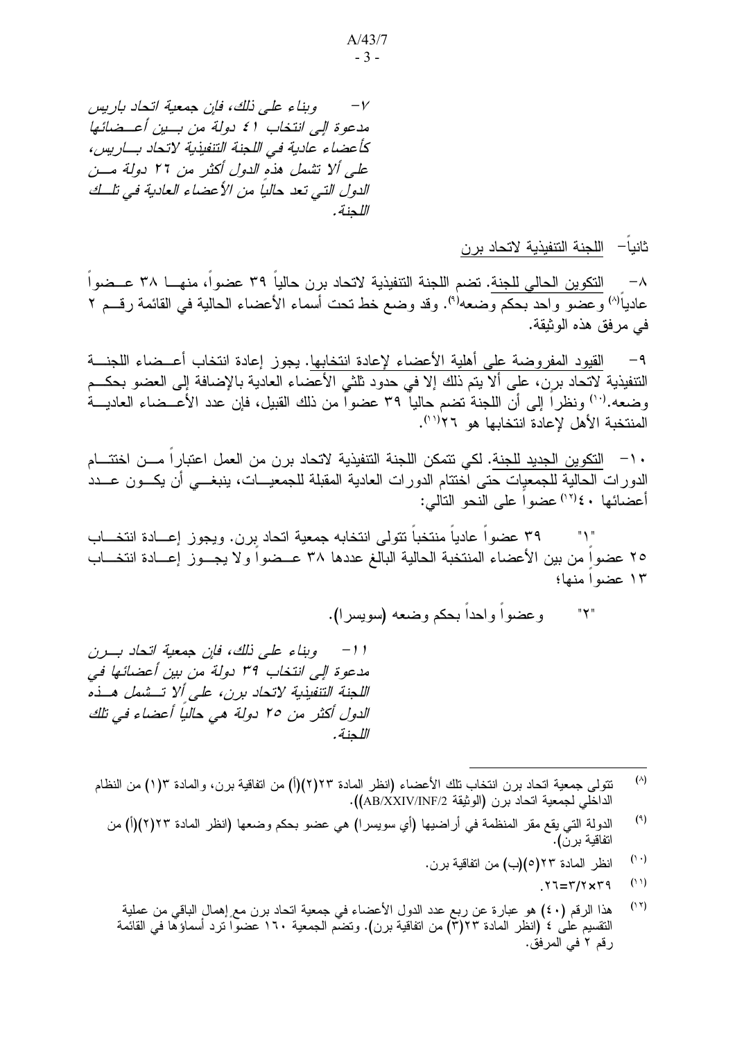*٧- وبناء على ذلك، فإن جمعية اتحاد باريس مدعوة إلى انتخاب ٤١ دولة من بين أعضائها كأعضاء عادية في اللجنة التنفيذية لاتحاد باريس، على ألا تشمل هذه الدول أكثر من ٢٦ دولة من الدول التي تعد حالياً من الأعضاء العادية في تلك اللجنة.*

ثانياً- اللجنة التنفيذية لاتحاد برن

٨- التكوين الحالي للجنة. تضم اللجنة التنفيذية لاتحاد برن حالياً ٣٩ عضواً، منها ٣٨ عضواً عادياً[٨] وعضو واحد بحكم وضعه[٩]. وقد وضع خط تحت أسماء الأعضاء الحالية في القائمة رقم ٢ في مرفق هذه الوثيقة.

٩- القيود المفروضة على أهلية الأعضاء لإعادة انتخابها. يجوز إعادة انتخاب أعضاء اللجنة التنفيذية لاتحاد برن، على ألا يتم ذلك إلا في حدود ثلثي الأعضاء العادية بالإضافة إلى العضو بحكم وضعه.[١٠] ونظراً إلى أن اللجنة تضم حالياً ٣٩ عضواً من ذلك القبيل، فإن عدد الأعضاء العادية المنتخبة الأهل لإعادة انتخابها هو ٢٦[١١].

١٠- التكوين الجديد للجنة. لكي تتمكن اللجنة التنفيذية لاتحاد برن من العمل اعتباراً من اختتام الدورات الحالية للجمعيات حتى اختتام الدورات العادية المقبلة للجمعيات، ينبغي أن يكون عدد أعضائها ٤٠[١٢] عضواً على النحو التالي:

"١" ٣٩ عضواً عادياً منتخباً تتولى انتخابه جمعية اتحاد برن. ويجوز إعادة انتخاب ٢٥ عضواً من بين الأعضاء المنتخبة الحالية البالغ عددها ٣٨ عضواً ولا يجوز إعادة انتخاب ١٣ عضواً منها؛

"٢" وعضواً واحداً بحكم وضعه (سويسرا).

*١١- وبناء على ذلك، فإن جمعية اتحاد برن مدعوة إلى انتخاب ٣٩ دولة من بين أعضائها في اللجنة التنفيذية لاتحاد برن، على ألا تشمل هذه الدول أكثر من ٢٥ دولة هي حالياً أعضاء في تلك اللجنة.*

---

[٨] تتولى جمعية اتحاد برن انتخاب تلك الأعضاء (انظر المادة ٢٣(٢)(أ) من اتفاقية برن، والمادة ٣(١) من النظام الداخلي لجمعية اتحاد برن (الوثيقة AB/XXIV/INF/2)).

[٩] الدولة التي يقع مقر المنظمة في أراضيها (أي سويسرا) هي عضو بحكم وضعها (انظر المادة ٢٣(٢)(أ) من اتفاقية برن).

[١٠] انظر المادة ٢٣(٥)(ب) من اتفاقية برن.

[١١] ٣٩×٢/٣=٢٦.

[١٢] هذا الرقم (٤٠) هو عبارة عن ربع عدد الدول الأعضاء في جمعية اتحاد برن مع إهمال الباقي من عملية التقسيم على ٤ (انظر المادة ٢٣(٣) من اتفاقية برن). وتضم الجمعية ١٦٠ عضواً ترد أسماؤها في القائمة رقم ٢ في المرفق.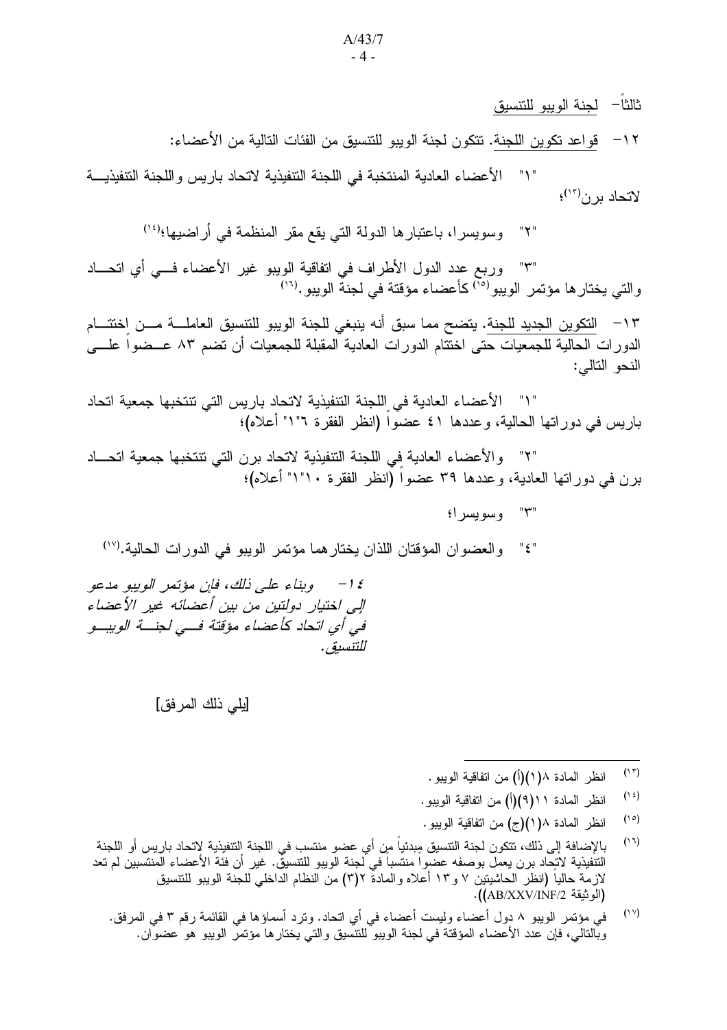## ثالثاً- لجنة الويبو للتنسيق

١٢- قواعد تكوين اللجنة. تتكون لجنة الويبو للتنسيق من الفئات التالية من الأعضاء:

"١" الأعضاء العادية المنتخبة في اللجنة التنفيذية لاتحاد باريس واللجنة التنفيذية لاتحاد برن[١٣]؛

"٢" وسويسرا، باعتبارها الدولة التي يقع مقر المنظمة في أراضيها؛[١٤]

"٣" وربع عدد الدول الأطراف في اتفاقية الويبو غير الأعضاء في أي اتحاد والتي يختارها مؤتمر الويبو[١٥] كأعضاء مؤقتة في لجنة الويبو.[١٦]

١٣- التكوين الجديد للجنة. يتضح مما سبق أنه ينبغي للجنة الويبو للتنسيق العاملة من اختتام الدورات الحالية للجمعيات حتى اختتام الدورات العادية المقبلة للجمعيات أن تضم ٨٣ عضواً على النحو التالي:

"١" الأعضاء العادية في اللجنة التنفيذية لاتحاد باريس التي تنتخبها جمعية اتحاد باريس في دوراتها الحالية، وعددها ٤١ عضواً (انظر الفقرة ٦"١" أعلاه)؛

"٢" والأعضاء العادية في اللجنة التنفيذية لاتحاد برن التي تنتخبها جمعية اتحاد برن في دوراتها العادية، وعددها ٣٩ عضواً (انظر الفقرة ١٠"١" أعلاه)؛

"٣" وسويسرا؛

"٤" والعضوان المؤقتان اللذان يختارهما مؤتمر الويبو في الدورات الحالية.[١٧]

*١٤- وبناء على ذلك، فإن مؤتمر الويبو مدعو إلى اختيار دولتين من بين أعضائه غير الأعضاء في أي اتحاد كأعضاء مؤقتة في لجنة الويبو للتنسيق.*

[يلي ذلك المرفق]

---

[١٣] انظر المادة ٨(١)(أ) من اتفاقية الويبو.

[١٤] انظر المادة ١١(٩)(أ) من اتفاقية الويبو.

[١٥] انظر المادة ٨(١)(ج) من اتفاقية الويبو.

[١٦] بالإضافة إلى ذلك، تتكون لجنة التنسيق مبدئياً من أي عضو منتسب في اللجنة التنفيذية لاتحاد باريس أو اللجنة التنفيذية لاتحاد برن يعمل بوصفه عضواً منتسباً في لجنة الويبو للتنسيق. غير أن فئة الأعضاء المنتسبين لم تعد لازمة حالياً (انظر الحاشيتين ٧ و١٣ أعلاه والمادة ٢(٣) من النظام الداخلي للجنة الويبو للتنسيق (الوثيقة AB/XXV/INF/2)).

[١٧] في مؤتمر الويبو ٨ دول أعضاء وليست أعضاء في أي اتحاد. وترد أسماؤها في القائمة رقم ٣ في المرفق. وبالتالي، فإن عدد الأعضاء المؤقتة في لجنة الويبو للتنسيق والتي يختارها مؤتمر الويبو هو عضوان.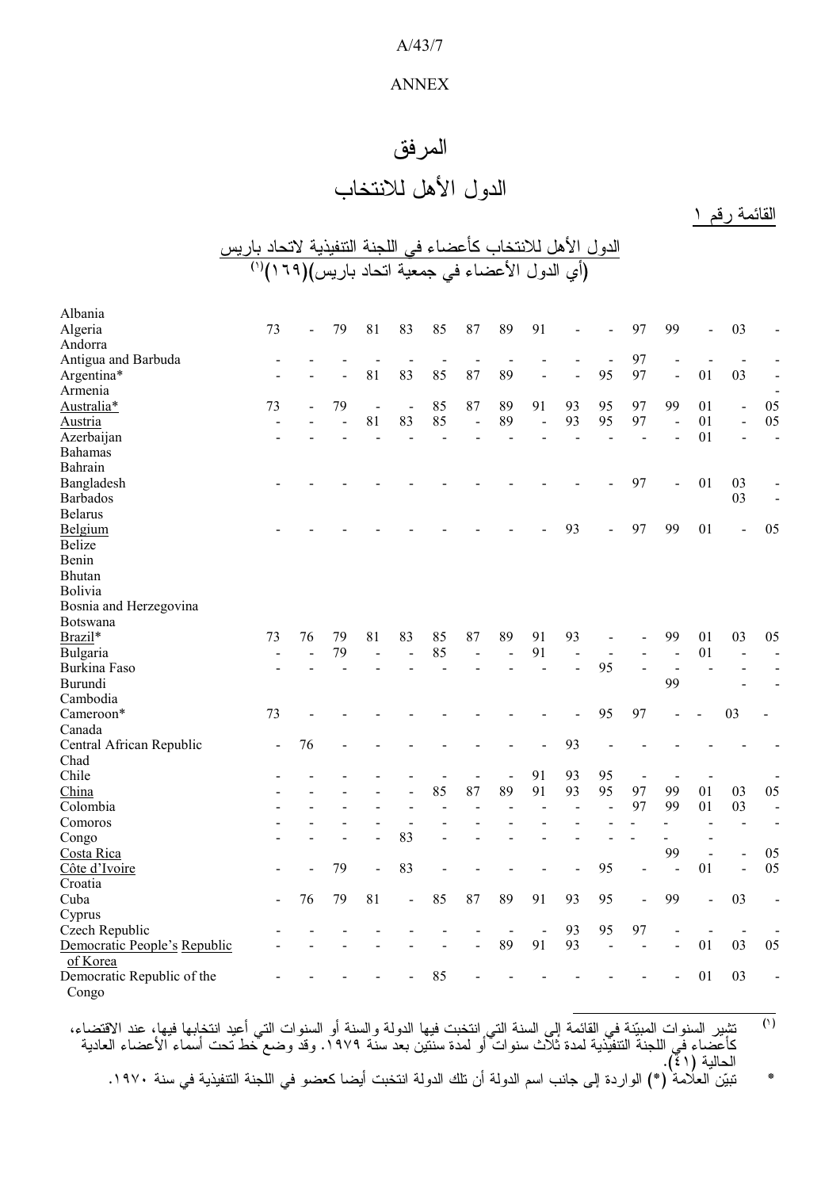ANNEX

# المرفق

# الدول الأهل للانتخاب

القائمة رقم ١

## الدول الأهل للانتخاب كأعضاء في اللجنة التنفيذية لاتحاد باريس (أي الدول الأعضاء في جمعية اتحاد باريس)(١٦٩)(١)

| | | | | | | | | | | | | | | | | |
|---|---|---|---|---|---|---|---|---|---|---|---|---|---|---|---|---|
| Albania | | | | | | | | | | | | | | | | |
| Algeria | 73 | - | 79 | 81 | 83 | 85 | 87 | 89 | 91 | - | - | 97 | 99 | - | 03 | - |
| Andorra | | | | | | | | | | | | | | | | |
| Antigua and Barbuda | - | - | - | - | - | - | - | - | - | - | - | 97 | - | - | - | - |
| Argentina* | - | - | - | 81 | 83 | 85 | 87 | 89 | - | - | 95 | 97 | - | 01 | 03 | - |
| Armenia | | | | | | | | | | | | | | | | - |
| Australia* | 73 | - | 79 | - | - | 85 | 87 | 89 | 91 | 93 | 95 | 97 | 99 | 01 | - | 05 |
| Austria | - | - | - | 81 | 83 | 85 | - | 89 | - | 93 | 95 | 97 | - | 01 | - | 05 |
| Azerbaijan | - | - | - | - | - | - | - | - | - | - | - | - | - | 01 | - | - |
| Bahamas | | | | | | | | | | | | | | | | |
| Bahrain | | | | | | | | | | | | | | | | |
| Bangladesh | - | - | - | - | - | - | - | - | - | - | - | 97 | - | 01 | 03 | - |
| Barbados | | | | | | | | | | | | | | | 03 | - |
| Belarus | | | | | | | | | | | | | | | | |
| Belgium | - | - | - | - | - | - | - | - | - | 93 | - | 97 | 99 | 01 | - | 05 |
| Belize | | | | | | | | | | | | | | | | |
| Benin | | | | | | | | | | | | | | | | |
| Bhutan | | | | | | | | | | | | | | | | |
| Bolivia | | | | | | | | | | | | | | | | |
| Bosnia and Herzegovina | | | | | | | | | | | | | | | | |
| Botswana | | | | | | | | | | | | | | | | |
| Brazil* | 73 | 76 | 79 | 81 | 83 | 85 | 87 | 89 | 91 | 93 | - | - | 99 | 01 | 03 | 05 |
| Bulgaria | - | - | 79 | - | - | 85 | - | - | 91 | - | - | - | - | 01 | - | - |
| Burkina Faso | - | - | - | - | - | - | - | - | - | - | 95 | - | - | - | - | - |
| Burundi | | | | | | | | | | | | | 99 | | - | - |
| Cambodia | | | | | | | | | | | | | | | | |
| Cameroon* | 73 | - | - | - | - | - | - | - | - | - | 95 | 97 | - | - | 03 | - |
| Canada | | | | | | | | | | | | | | | | |
| Central African Republic | - | 76 | - | - | - | - | - | - | - | 93 | - | - | - | - | - | - |
| Chad | | | | | | | | | | | | | | | | |
| Chile | - | - | - | - | - | - | - | - | 91 | 93 | 95 | - | - | - | | - |
| China | - | - | - | - | - | 85 | 87 | 89 | 91 | 93 | 95 | 97 | 99 | 01 | 03 | 05 |
| Colombia | - | - | - | - | - | - | - | - | - | - | - | 97 | 99 | 01 | 03 | - |
| Comoros | - | - | - | - | - | - | - | - | - | - | - | - | - | - | - | - |
| Congo | - | - | - | - | 83 | - | - | - | - | - | - | - | - | - | | |
| Costa Rica | | | | | | | | | | | | | 99 | - | - | 05 |
| Côte d'Ivoire | - | - | 79 | - | 83 | - | - | - | - | - | 95 | - | - | 01 | - | 05 |
| Croatia | | | | | | | | | | | | | | | | |
| Cuba | - | 76 | 79 | 81 | - | 85 | 87 | 89 | 91 | 93 | 95 | - | 99 | - | 03 | - |
| Cyprus | | | | | | | | | | | | | | | | |
| Czech Republic | - | - | - | - | - | - | - | - | - | 93 | 95 | 97 | - | - | - | - |
| Democratic People's Republic of Korea | - | - | - | - | - | - | - | 89 | 91 | 93 | - | - | - | 01 | 03 | 05 |
| Democratic Republic of the Congo | - | - | - | - | - | 85 | - | - | - | - | - | - | - | 01 | 03 | - |

(١) تشير السنوات المبيّنة في القائمة إلى السنة التي انتخبت فيها الدولة والسنة أو السنوات التي أعيد انتخابها فيها، عند الاقتضاء، كأعضاء في اللجنة التنفيذية لمدة ثلاث سنوات أو لمدة سنتين بعد سنة ١٩٧٩. وقد وضع خط تحت أسماء الأعضاء العادية الحالية (٤١).

\* تبيّن العلامة (*) الواردة إلى جانب اسم الدولة أن تلك الدولة انتخبت أيضا كعضو في اللجنة التنفيذية في سنة ١٩٧٠.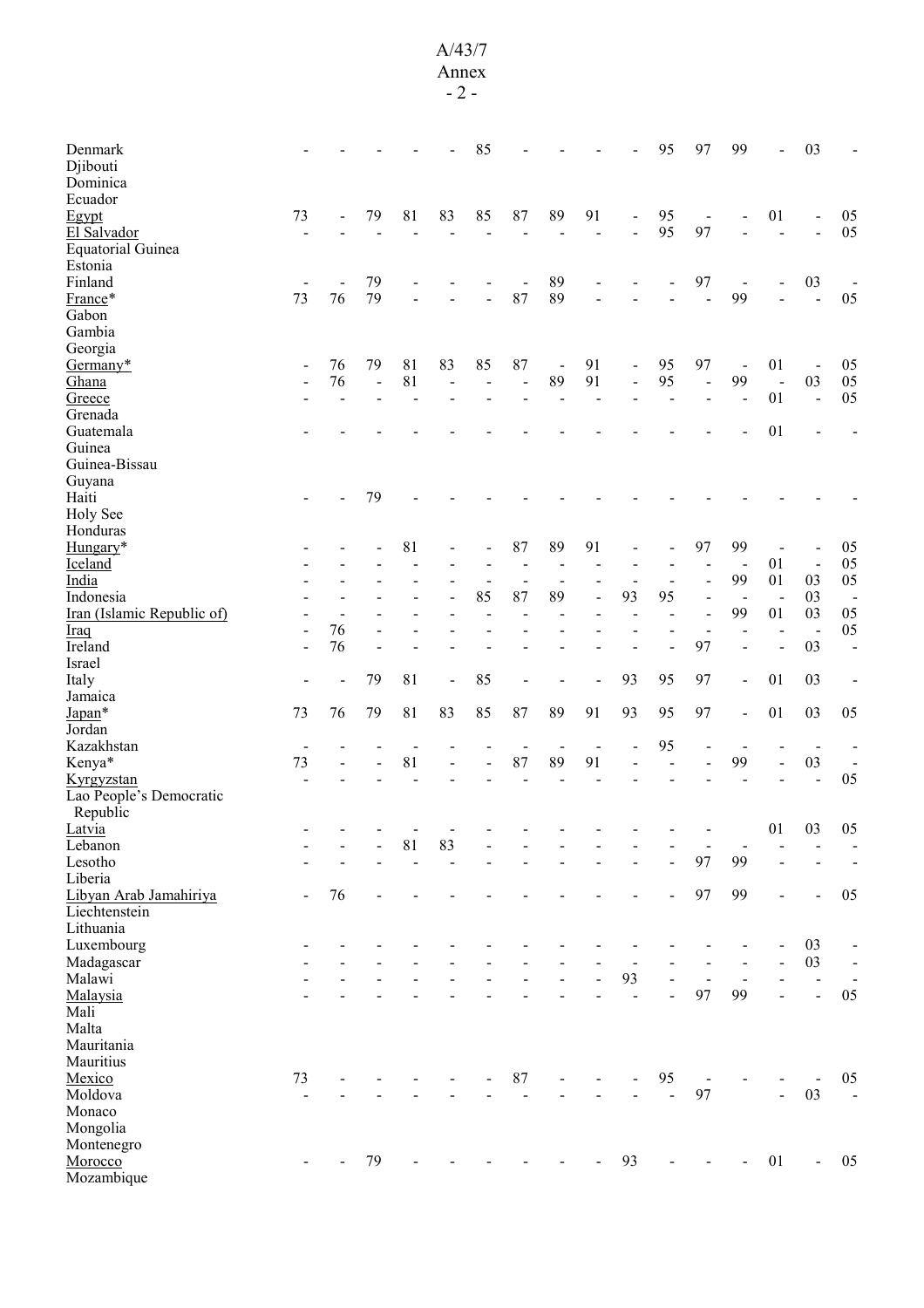| | | | | | | | | | | | | | | | | |
|---|---|---|---|---|---|---|---|---|---|---|---|---|---|---|---|---|
| Denmark | - | - | - | - | - | 85 | - | - | - | - | 95 | 97 | 99 | - | 03 | - |
| Djibouti | | | | | | | | | | | | | | | | |
| Dominica | | | | | | | | | | | | | | | | |
| Ecuador | | | | | | | | | | | | | | | | |
| Egypt | 73 | - | 79 | 81 | 83 | 85 | 87 | 89 | 91 | - | 95 | - | - | 01 | - | 05 |
| El Salvador | - | - | - | - | - | - | - | - | - | - | 95 | 97 | - | - | - | 05 |
| Equatorial Guinea | | | | | | | | | | | | | | | | |
| Estonia | | | | | | | | | | | | | | | | |
| Finland | - | - | 79 | - | - | - | - | 89 | - | - | - | 97 | - | - | 03 | - |
| France* | 73 | 76 | 79 | - | - | - | 87 | 89 | - | - | - | - | 99 | - | - | 05 |
| Gabon | | | | | | | | | | | | | | | | |
| Gambia | | | | | | | | | | | | | | | | |
| Georgia | | | | | | | | | | | | | | | | |
| Germany* | - | 76 | 79 | 81 | 83 | 85 | 87 | - | 91 | - | 95 | 97 | - | 01 | - | 05 |
| Ghana | - | 76 | - | 81 | - | - | - | 89 | 91 | - | 95 | - | 99 | - | 03 | 05 |
| Greece | - | - | - | - | - | - | - | - | - | - | - | - | - | 01 | - | 05 |
| Grenada | | | | | | | | | | | | | | | | |
| Guatemala | - | - | - | - | - | - | - | - | - | - | - | - | - | 01 | - | - |
| Guinea | | | | | | | | | | | | | | | | |
| Guinea-Bissau | | | | | | | | | | | | | | | | |
| Guyana | | | | | | | | | | | | | | | | |
| Haiti | - | - | 79 | - | - | - | - | - | - | - | - | - | - | - | - | - |
| Holy See | | | | | | | | | | | | | | | | |
| Honduras | | | | | | | | | | | | | | | | |
| Hungary* | - | - | - | 81 | - | - | 87 | 89 | 91 | - | - | 97 | 99 | - | - | 05 |
| Iceland | - | - | - | - | - | - | - | - | - | - | - | - | - | 01 | - | 05 |
| India | - | - | - | - | - | - | - | - | - | - | - | - | 99 | 01 | 03 | 05 |
| Indonesia | - | - | - | - | - | 85 | 87 | 89 | - | 93 | 95 | - | - | - | 03 | - |
| Iran (Islamic Republic of) | - | - | - | - | - | - | - | - | - | - | - | - | 99 | 01 | 03 | 05 |
| Iraq | - | 76 | - | - | - | - | - | - | - | - | - | - | - | - | - | 05 |
| Ireland | - | 76 | - | - | - | - | - | - | - | - | - | 97 | - | - | 03 | - |
| Israel | | | | | | | | | | | | | | | | |
| Italy | - | - | 79 | 81 | - | 85 | - | - | - | 93 | 95 | 97 | - | 01 | 03 | - |
| Jamaica | | | | | | | | | | | | | | | | |
| Japan* | 73 | 76 | 79 | 81 | 83 | 85 | 87 | 89 | 91 | 93 | 95 | 97 | - | 01 | 03 | 05 |
| Jordan | | | | | | | | | | | | | | | | |
| Kazakhstan | - | - | - | - | - | - | - | - | - | - | 95 | - | - | - | - | - |
| Kenya* | 73 | - | - | 81 | - | - | 87 | 89 | 91 | - | - | - | 99 | - | 03 | - |
| Kyrgyzstan | - | - | - | - | - | - | - | - | - | - | - | - | - | - | - | 05 |
| Lao People's Democratic Republic | | | | | | | | | | | | | | | | |
| Latvia | - | - | - | - | - | - | - | - | - | - | - | - | | 01 | 03 | 05 |
| Lebanon | - | - | - | 81 | 83 | - | - | - | - | - | - | - | - | - | - | - |
| Lesotho | - | - | - | - | - | - | - | - | - | - | - | 97 | 99 | - | - | - |
| Liberia | | | | | | | | | | | | | | | | |
| Libyan Arab Jamahiriya | - | 76 | - | - | - | - | - | - | - | - | - | 97 | 99 | - | - | 05 |
| Liechtenstein | | | | | | | | | | | | | | | | |
| Lithuania | | | | | | | | | | | | | | | | |
| Luxembourg | - | - | - | - | - | - | - | - | - | - | - | - | - | - | 03 | - |
| Madagascar | - | - | - | - | - | - | - | - | - | - | - | - | - | - | 03 | - |
| Malawi | - | - | - | - | - | - | - | - | - | 93 | - | - | - | - | - | - |
| Malaysia | - | - | - | - | - | - | - | - | - | - | - | 97 | 99 | - | - | 05 |
| Mali | | | | | | | | | | | | | | | | |
| Malta | | | | | | | | | | | | | | | | |
| Mauritania | | | | | | | | | | | | | | | | |
| Mauritius | | | | | | | | | | | | | | | | |
| Mexico | 73 | - | - | - | - | - | 87 | - | - | - | 95 | - | - | - | - | 05 |
| Moldova | - | - | - | - | - | - | - | - | - | - | - | 97 | | - | 03 | - |
| Monaco | | | | | | | | | | | | | | | | |
| Mongolia | | | | | | | | | | | | | | | | |
| Montenegro | | | | | | | | | | | | | | | | |
| Morocco | - | - | 79 | - | - | - | - | - | - | 93 | - | - | - | 01 | - | 05 |
| Mozambique | | | | | | | | | | | | | | | | |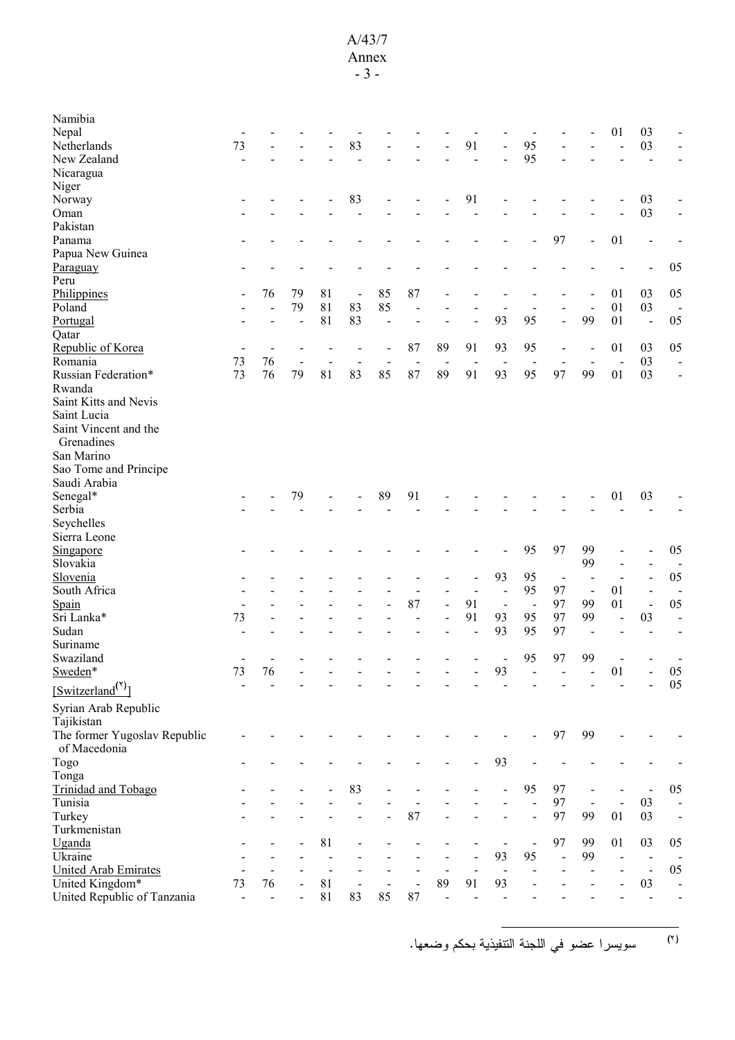| | | | | | | | | | | | | | | | | |
|---|---|---|---|---|---|---|---|---|---|---|---|---|---|---|---|---|
| Namibia | | | | | | | | | | | | | | | | |
| Nepal | - | - | - | - | - | - | - | - | - | - | - | - | - | 01 | 03 | - |
| Netherlands | 73 | - | - | - | 83 | - | - | - | 91 | - | 95 | - | - | - | 03 | - |
| New Zealand | - | - | - | - | - | - | - | - | - | - | 95 | - | - | - | - | - |
| Nicaragua | | | | | | | | | | | | | | | | |
| Niger | | | | | | | | | | | | | | | | |
| Norway | - | - | - | - | 83 | - | - | - | 91 | - | - | - | - | - | 03 | - |
| Oman | - | - | - | - | - | - | - | - | - | - | - | - | - | - | 03 | - |
| Pakistan | | | | | | | | | | | | | | | | |
| Panama | - | - | - | - | - | - | - | - | - | - | - | 97 | - | 01 | - | - |
| Papua New Guinea | | | | | | | | | | | | | | | | |
| Paraguay | - | - | - | - | - | - | - | - | - | - | - | - | - | - | - | 05 |
| Peru | | | | | | | | | | | | | | | | |
| Philippines | - | 76 | 79 | 81 | - | 85 | 87 | - | - | - | - | - | - | 01 | 03 | 05 |
| Poland | - | - | 79 | 81 | 83 | 85 | - | - | - | - | - | - | - | 01 | 03 | - |
| Portugal | - | - | - | 81 | 83 | - | - | - | - | 93 | 95 | - | 99 | 01 | - | 05 |
| Qatar | | | | | | | | | | | | | | | | |
| Republic of Korea | - | - | - | - | - | - | 87 | 89 | 91 | 93 | 95 | - | - | 01 | 03 | 05 |
| Romania | 73 | 76 | - | - | - | - | - | - | - | - | - | - | - | - | 03 | - |
| Russian Federation* | 73 | 76 | 79 | 81 | 83 | 85 | 87 | 89 | 91 | 93 | 95 | 97 | 99 | 01 | 03 | - |
| Rwanda | | | | | | | | | | | | | | | | |
| Saint Kitts and Nevis | | | | | | | | | | | | | | | | |
| Saint Lucia | | | | | | | | | | | | | | | | |
| Saint Vincent and the Grenadines | | | | | | | | | | | | | | | | |
| San Marino | | | | | | | | | | | | | | | | |
| Sao Tome and Principe | | | | | | | | | | | | | | | | |
| Saudi Arabia | | | | | | | | | | | | | | | | |
| Senegal* | - | - | 79 | - | - | 89 | 91 | - | - | - | - | - | - | 01 | 03 | - |
| Serbia | - | - | - | - | - | - | - | - | - | - | - | - | - | - | - | - |
| Seychelles | | | | | | | | | | | | | | | | |
| Sierra Leone | | | | | | | | | | | | | | | | |
| Singapore | - | - | - | - | - | - | - | - | - | - | 95 | 97 | 99 | - | - | 05 |
| Slovakia | | | | | | | | | | | | | 99 | - | - | - |
| Slovenia | - | - | - | - | - | - | - | - | - | 93 | 95 | - | - | - | - | 05 |
| South Africa | - | - | - | - | - | - | - | - | - | - | 95 | 97 | - | 01 | - | - |
| Spain | - | - | - | - | - | - | 87 | - | 91 | - | - | 97 | 99 | 01 | - | 05 |
| Sri Lanka* | 73 | - | - | - | - | - | - | - | 91 | 93 | 95 | 97 | 99 | - | 03 | - |
| Sudan | - | - | - | - | - | - | - | - | - | 93 | 95 | 97 | - | - | - | - |
| Suriname | | | | | | | | | | | | | | | | |
| Swaziland | - | - | - | - | - | - | - | - | - | - | 95 | 97 | 99 | - | - | - |
| Sweden* | 73 | 76 | - | - | - | - | - | - | - | 93 | - | - | - | 01 | - | 05 |
| [Switzerland[2]] | - | - | - | - | - | - | - | - | - | - | - | - | - | - | - | 05 |
| Syrian Arab Republic | | | | | | | | | | | | | | | | |
| Tajikistan | | | | | | | | | | | | | | | | |
| The former Yugoslav Republic of Macedonia | - | - | - | - | - | - | - | - | - | - | - | 97 | 99 | - | - | - |
| Togo | - | - | - | - | - | - | - | - | - | 93 | - | - | - | - | - | - |
| Tonga | | | | | | | | | | | | | | | | |
| Trinidad and Tobago | - | - | - | - | 83 | - | - | - | - | - | 95 | 97 | - | - | - | 05 |
| Tunisia | - | - | - | - | - | - | - | - | - | - | - | 97 | - | - | 03 | - |
| Turkey | - | - | - | - | - | - | 87 | - | - | - | - | 97 | 99 | 01 | 03 | - |
| Turkmenistan | | | | | | | | | | | | | | | | |
| Uganda | - | - | - | 81 | - | - | - | - | - | - | - | 97 | 99 | 01 | 03 | 05 |
| Ukraine | - | - | - | - | - | - | - | - | - | 93 | 95 | - | 99 | - | - | - |
| United Arab Emirates | - | - | - | - | - | - | - | - | - | - | - | - | - | - | - | 05 |
| United Kingdom* | 73 | 76 | - | 81 | - | - | - | 89 | 91 | 93 | - | - | - | - | 03 | - |
| United Republic of Tanzania | - | - | - | 81 | 83 | 85 | 87 | - | - | - | - | - | - | - | - | - |

---

(٢) سويسرا عضو في اللجنة التنفيذية بحكم وضعها.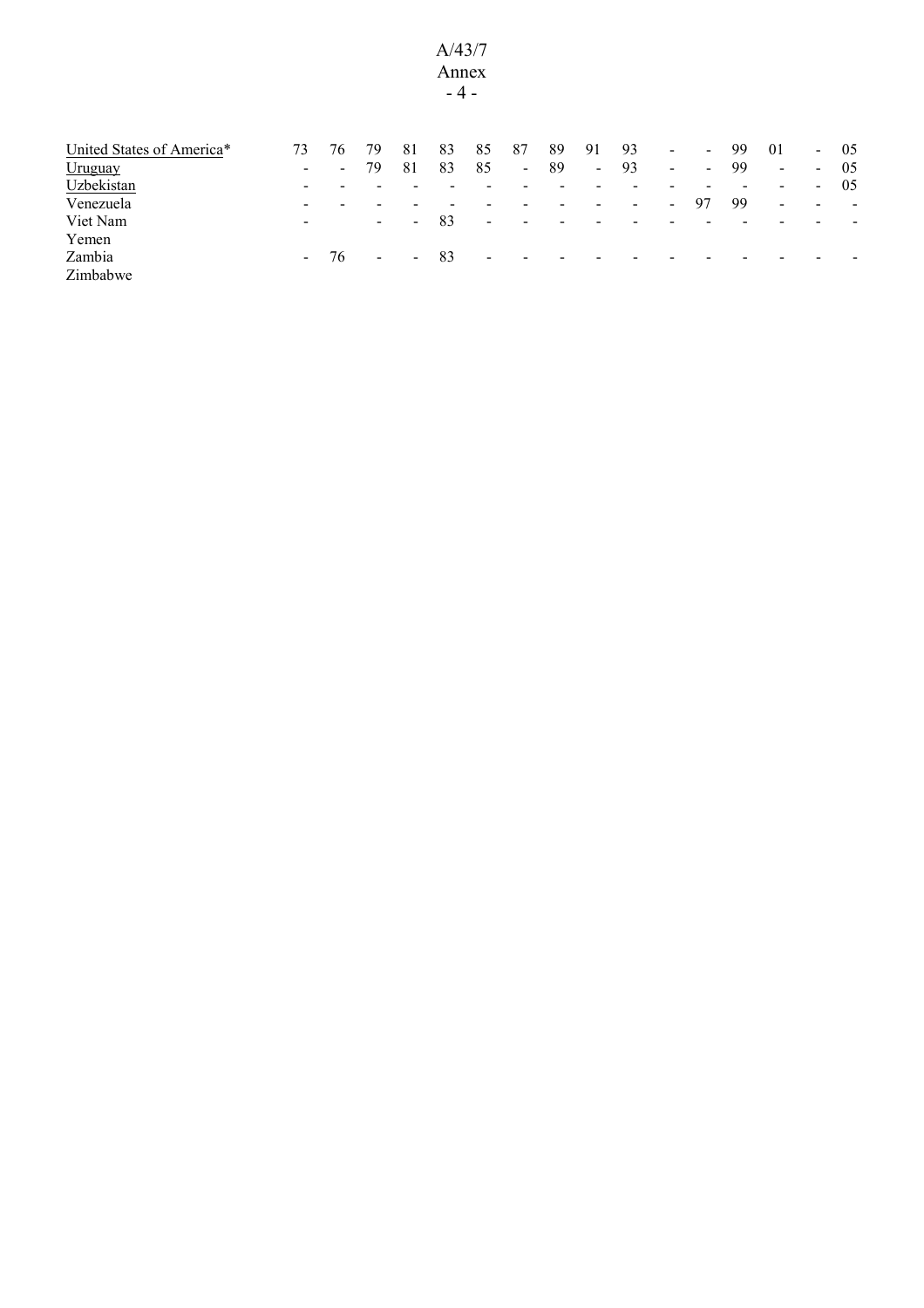| | | | | | | | | | | | | | | | | |
|---|---|---|---|---|---|---|---|---|---|---|---|---|---|---|---|---|
| United States of America* | 73 | 76 | 79 | 81 | 83 | 85 | 87 | 89 | 91 | 93 | - | - | 99 | 01 | - | 05 |
| Uruguay | - | - | 79 | 81 | 83 | 85 | - | 89 | - | 93 | - | - | 99 | - | - | 05 |
| Uzbekistan | - | - | - | - | - | - | - | - | - | - | - | - | - | - | - | 05 |
| Venezuela | - | - | - | - | - | - | - | - | - | - | - | 97 | 99 | - | - | - |
| Viet Nam | - | | - | - | 83 | - | - | - | - | - | - | - | - | - | - | - |
| Yemen | | | | | | | | | | | | | | | | |
| Zambia | - | 76 | - | - | 83 | - | - | - | - | - | - | - | - | - | - | - |
| Zimbabwe | | | | | | | | | | | | | | | | |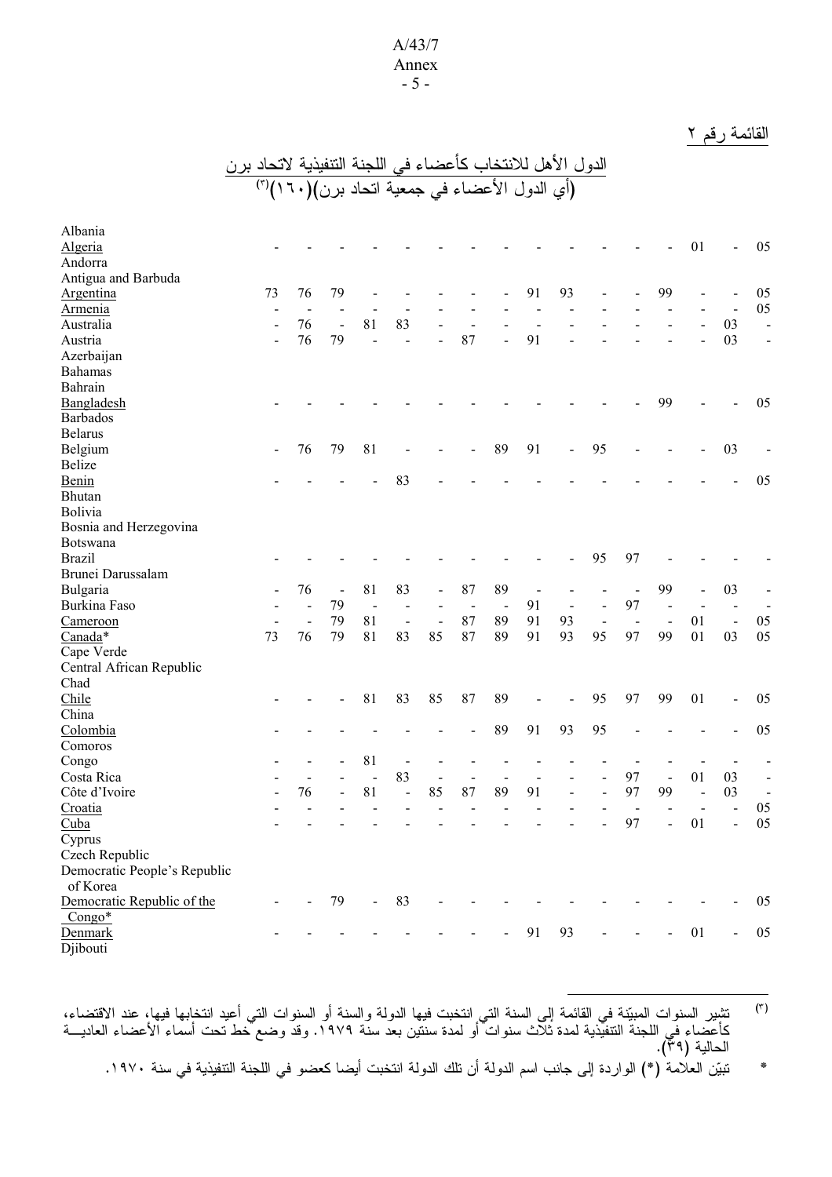القائمة رقم ٢

## الدول الأهل للانتخاب كأعضاء في اللجنة التنفيذية لاتحاد برن (أي الدول الأعضاء في جمعية اتحاد برن)(١٦٠)[٣]

| | | | | | | | | | | | | | | | | |
|---|---|---|---|---|---|---|---|---|---|---|---|---|---|---|---|---|
| Albania | | | | | | | | | | | | | | | | |
| <u>Algeria</u> | - | - | - | - | - | - | - | - | - | - | - | - | - | 01 | - | 05 |
| Andorra | | | | | | | | | | | | | | | | |
| Antigua and Barbuda | | | | | | | | | | | | | | | | |
| <u>Argentina</u> | 73 | 76 | 79 | - | - | - | - | - | 91 | 93 | - | - | 99 | - | - | 05 |
| <u>Armenia</u> | - | - | - | - | - | - | - | - | - | - | - | - | - | - | - | 05 |
| Australia | - | 76 | - | 81 | 83 | - | - | - | - | - | - | - | - | - | 03 | - |
| Austria | - | 76 | 79 | - | - | - | 87 | - | 91 | - | - | - | - | - | 03 | - |
| Azerbaijan | | | | | | | | | | | | | | | | |
| Bahamas | | | | | | | | | | | | | | | | |
| Bahrain | | | | | | | | | | | | | | | | |
| <u>Bangladesh</u> | - | - | - | - | - | - | - | - | - | - | - | - | 99 | - | - | 05 |
| Barbados | | | | | | | | | | | | | | | | |
| Belarus | | | | | | | | | | | | | | | | |
| Belgium | - | 76 | 79 | 81 | - | - | - | 89 | 91 | - | 95 | - | - | - | 03 | - |
| Belize | | | | | | | | | | | | | | | | |
| <u>Benin</u> | - | - | - | - | 83 | - | - | - | - | - | - | - | - | - | - | 05 |
| Bhutan | | | | | | | | | | | | | | | | |
| Bolivia | | | | | | | | | | | | | | | | |
| Bosnia and Herzegovina | | | | | | | | | | | | | | | | |
| Botswana | | | | | | | | | | | | | | | | |
| Brazil | - | - | - | - | - | - | - | - | - | - | 95 | 97 | - | - | - | - |
| Brunei Darussalam | | | | | | | | | | | | | | | | |
| Bulgaria | - | 76 | - | 81 | 83 | - | 87 | 89 | - | - | - | - | 99 | - | 03 | - |
| Burkina Faso | - | - | 79 | - | - | - | - | - | 91 | - | - | 97 | - | - | - | - |
| <u>Cameroon</u> | - | - | 79 | 81 | - | - | 87 | 89 | 91 | 93 | - | - | - | 01 | - | 05 |
| <u>Canada</u>* | 73 | 76 | 79 | 81 | 83 | 85 | 87 | 89 | 91 | 93 | 95 | 97 | 99 | 01 | 03 | 05 |
| Cape Verde | | | | | | | | | | | | | | | | |
| Central African Republic | | | | | | | | | | | | | | | | |
| Chad | | | | | | | | | | | | | | | | |
| <u>Chile</u> | - | - | - | 81 | 83 | 85 | 87 | 89 | - | - | 95 | 97 | 99 | 01 | - | 05 |
| China | | | | | | | | | | | | | | | | |
| <u>Colombia</u> | - | - | - | - | - | - | - | 89 | 91 | 93 | 95 | - | - | - | - | 05 |
| Comoros | | | | | | | | | | | | | | | | |
| Congo | - | - | - | 81 | - | - | - | - | - | - | - | - | - | - | - | - |
| Costa Rica | - | - | - | - | 83 | - | - | - | - | - | - | 97 | - | 01 | 03 | - |
| Côte d'Ivoire | - | 76 | - | 81 | - | 85 | 87 | 89 | 91 | - | - | 97 | 99 | - | 03 | - |
| <u>Croatia</u> | - | - | - | - | - | - | - | - | - | - | - | - | - | - | - | 05 |
| <u>Cuba</u> | - | - | - | - | - | - | - | - | - | - | - | 97 | - | 01 | - | 05 |
| Cyprus | | | | | | | | | | | | | | | | |
| Czech Republic | | | | | | | | | | | | | | | | |
| Democratic People's Republic of Korea | | | | | | | | | | | | | | | | |
| <u>Democratic Republic of the Congo</u>* | - | - | 79 | - | 83 | - | - | - | - | - | - | - | - | - | - | 05 |
| <u>Denmark</u> | - | - | - | - | - | - | - | - | 91 | 93 | - | - | - | 01 | - | 05 |
| Djibouti | | | | | | | | | | | | | | | | |

---

(٣) تشير السنوات المبيّنة في القائمة إلى السنة التي انتخبت فيها الدولة والسنة أو السنوات التي أعيد انتخابها فيها، عند الاقتضاء، كأعضاء في اللجنة التنفيذية لمدة ثلاث سنوات أو لمدة سنتين بعد سنة ١٩٧٩. وقد وضع خط تحت أسماء الأعضاء العاديـة الحالية (٣٩).

* تبيّن العلامة (*) الواردة إلى جانب اسم الدولة أن تلك الدولة انتخبت أيضا كعضو في اللجنة التنفيذية في سنة ١٩٧٠.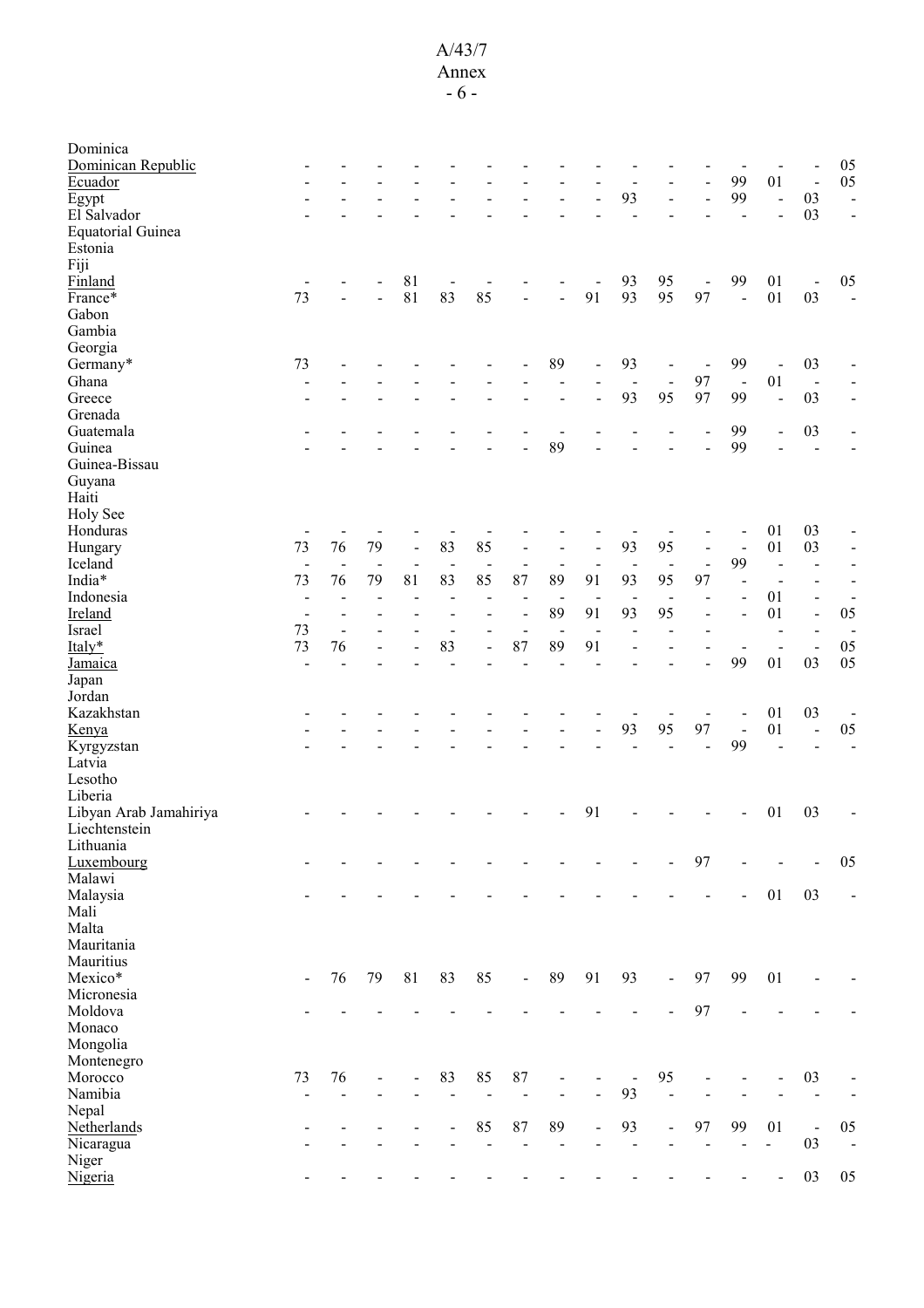| | | | | | | | | | | | | | | | | |
|---|---|---|---|---|---|---|---|---|---|---|---|---|---|---|---|---|
| Dominica | | | | | | | | | | | | | | | | |
| Dominican Republic | - | - | - | - | - | - | - | - | - | - | - | - | - | - | - | 05 |
| Ecuador | - | - | - | - | - | - | - | - | - | - | - | - | 99 | 01 | - | 05 |
| Egypt | - | - | - | - | - | - | - | - | - | 93 | - | - | 99 | - | 03 | - |
| El Salvador | - | - | - | - | - | - | - | - | - | - | - | - | - | - | 03 | - |
| Equatorial Guinea | | | | | | | | | | | | | | | | |
| Estonia | | | | | | | | | | | | | | | | |
| Fiji | | | | | | | | | | | | | | | | |
| Finland | - | - | - | 81 | - | - | - | - | - | 93 | 95 | - | 99 | 01 | - | 05 |
| France* | 73 | - | - | 81 | 83 | 85 | - | - | 91 | 93 | 95 | 97 | - | 01 | 03 | - |
| Gabon | | | | | | | | | | | | | | | | |
| Gambia | | | | | | | | | | | | | | | | |
| Georgia | | | | | | | | | | | | | | | | |
| Germany* | 73 | - | - | - | - | - | - | 89 | - | 93 | - | - | 99 | - | 03 | - |
| Ghana | - | - | - | - | - | - | - | - | - | - | - | 97 | - | 01 | - | - |
| Greece | - | - | - | - | - | - | - | - | - | 93 | 95 | 97 | 99 | - | 03 | - |
| Grenada | | | | | | | | | | | | | | | | |
| Guatemala | - | - | - | - | - | - | - | - | - | - | - | - | 99 | - | 03 | - |
| Guinea | - | - | - | - | - | - | - | 89 | - | - | - | - | 99 | - | - | - |
| Guinea-Bissau | | | | | | | | | | | | | | | | |
| Guyana | | | | | | | | | | | | | | | | |
| Haiti | | | | | | | | | | | | | | | | |
| Holy See | | | | | | | | | | | | | | | | |
| Honduras | - | - | - | - | - | - | - | - | - | - | - | - | - | 01 | 03 | - |
| Hungary | 73 | 76 | 79 | - | 83 | 85 | - | - | - | 93 | 95 | - | - | 01 | 03 | - |
| Iceland | - | - | - | - | - | - | - | - | - | - | - | - | 99 | - | - | - |
| India* | 73 | 76 | 79 | 81 | 83 | 85 | 87 | 89 | 91 | 93 | 95 | 97 | - | - | - | - |
| Indonesia | - | - | - | - | - | - | - | - | - | - | - | - | - | 01 | - | - |
| Ireland | - | - | - | - | - | - | - | 89 | 91 | 93 | 95 | - | - | 01 | - | 05 |
| Israel | 73 | - | - | - | - | - | - | - | - | - | - | - | | - | - | - |
| Italy* | 73 | 76 | - | - | 83 | - | 87 | 89 | 91 | - | - | - | - | - | - | 05 |
| Jamaica | - | - | - | - | - | - | - | - | - | - | - | - | 99 | 01 | 03 | 05 |
| Japan | | | | | | | | | | | | | | | | |
| Jordan | | | | | | | | | | | | | | | | |
| Kazakhstan | - | - | - | - | - | - | - | - | - | - | - | - | - | 01 | 03 | - |
| Kenya | - | - | - | - | - | - | - | - | - | 93 | 95 | 97 | - | 01 | - | 05 |
| Kyrgyzstan | - | - | - | - | - | - | - | - | - | - | - | - | 99 | - | - | - |
| Latvia | | | | | | | | | | | | | | | | |
| Lesotho | | | | | | | | | | | | | | | | |
| Liberia | | | | | | | | | | | | | | | | |
| Libyan Arab Jamahiriya | - | - | - | - | - | - | - | - | 91 | - | - | - | - | 01 | 03 | - |
| Liechtenstein | | | | | | | | | | | | | | | | |
| Lithuania | | | | | | | | | | | | | | | | |
| Luxembourg | - | - | - | - | - | - | - | - | - | - | - | 97 | - | - | - | 05 |
| Malawi | | | | | | | | | | | | | | | | |
| Malaysia | - | - | - | - | - | - | - | - | - | - | - | - | - | 01 | 03 | - |
| Mali | | | | | | | | | | | | | | | | |
| Malta | | | | | | | | | | | | | | | | |
| Mauritania | | | | | | | | | | | | | | | | |
| Mauritius | | | | | | | | | | | | | | | | |
| Mexico* | - | 76 | 79 | 81 | 83 | 85 | - | 89 | 91 | 93 | - | 97 | 99 | 01 | - | - |
| Micronesia | | | | | | | | | | | | | | | | |
| Moldova | - | - | - | - | - | - | - | - | - | - | - | 97 | - | - | - | - |
| Monaco | | | | | | | | | | | | | | | | |
| Mongolia | | | | | | | | | | | | | | | | |
| Montenegro | | | | | | | | | | | | | | | | |
| Morocco | 73 | 76 | - | - | 83 | 85 | 87 | - | - | - | 95 | - | - | - | 03 | - |
| Namibia | - | - | - | - | - | - | - | - | - | 93 | - | - | - | - | - | - |
| Nepal | | | | | | | | | | | | | | | | |
| Netherlands | - | - | - | - | - | 85 | 87 | 89 | - | 93 | - | 97 | 99 | 01 | - | 05 |
| Nicaragua | - | - | - | - | - | - | - | - | - | - | - | - | - | - | 03 | - |
| Niger | | | | | | | | | | | | | | | | |
| Nigeria | - | - | - | - | - | - | - | - | - | - | - | - | - | - | 03 | 05 |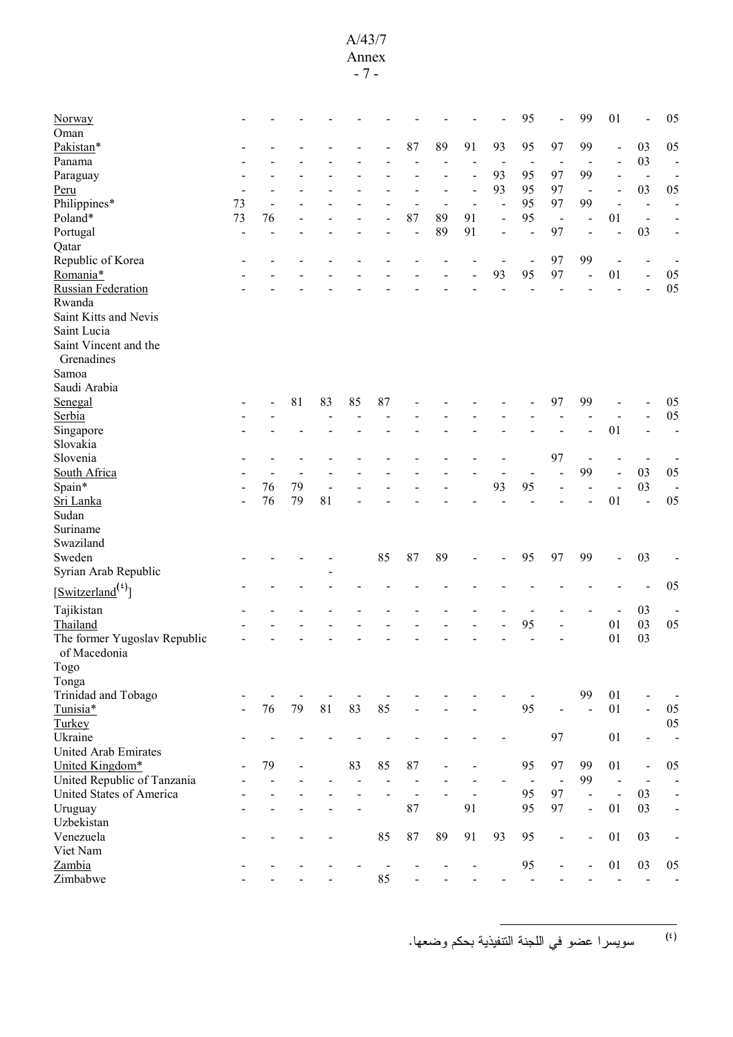| | | | | | | | | | | | | | | | | |
|---|---|---|---|---|---|---|---|---|---|---|---|---|---|---|---|---|
| Norway | - | - | - | - | - | - | - | - | - | - | - | 95 | - | 99 | 01 | - | 05 |
| Oman | | | | | | | | | | | | | | | | |
| Pakistan* | - | - | - | - | - | - | 87 | 89 | 91 | 93 | 95 | 97 | 99 | - | 03 | 05 |
| Panama | - | - | - | - | - | - | - | - | - | - | - | - | - | - | 03 | - |
| Paraguay | - | - | - | - | - | - | - | - | - | 93 | 95 | 97 | 99 | - | - | - |
| Peru | - | - | - | - | - | - | - | - | - | 93 | 95 | 97 | - | - | 03 | 05 |
| Philippines* | 73 | - | - | - | - | - | - | - | - | - | 95 | 97 | 99 | - | - | - |
| Poland* | 73 | 76 | - | - | - | - | 87 | 89 | 91 | - | 95 | - | - | 01 | - | - |
| Portugal | - | - | - | - | - | - | - | 89 | 91 | - | - | 97 | - | - | 03 | - |
| Qatar | | | | | | | | | | | | | | | | |
| Republic of Korea | - | - | - | - | - | - | - | - | - | - | - | 97 | 99 | - | - | - |
| Romania* | - | - | - | - | - | - | - | - | - | 93 | 95 | 97 | - | 01 | - | 05 |
| Russian Federation | - | - | - | - | - | - | - | - | - | - | - | - | - | - | - | 05 |
| Rwanda | | | | | | | | | | | | | | | | |
| Saint Kitts and Nevis | | | | | | | | | | | | | | | | |
| Saint Lucia | | | | | | | | | | | | | | | | |
| Saint Vincent and the Grenadines | | | | | | | | | | | | | | | | |
| Samoa | | | | | | | | | | | | | | | | |
| Saudi Arabia | | | | | | | | | | | | | | | | |
| Senegal | - | - | 81 | 83 | 85 | 87 | - | - | - | - | - | 97 | 99 | - | - | 05 |
| Serbia | - | - | | - | - | - | - | - | - | - | - | - | - | - | - | 05 |
| Singapore | - | - | - | - | - | - | - | - | - | - | - | - | - | 01 | - | - |
| Slovakia | | | | | | | | | | | | | | | | |
| Slovenia | - | - | - | - | - | - | - | - | - | - | | 97 | - | - | - | - |
| South Africa | - | - | - | - | - | - | - | - | - | - | - | - | 99 | - | 03 | 05 |
| Spain* | - | 76 | 79 | - | - | - | - | - | | 93 | 95 | - | - | - | 03 | - |
| Sri Lanka | - | 76 | 79 | 81 | - | - | - | - | - | - | - | - | - | 01 | - | 05 |
| Sudan | | | | | | | | | | | | | | | | |
| Suriname | | | | | | | | | | | | | | | | |
| Swaziland | | | | | | | | | | | | | | | | |
| Sweden | - | - | - | - | | 85 | 87 | 89 | - | - | 95 | 97 | 99 | - | 03 | - |
| Syrian Arab Republic | | | | - | | | | | | | | | | | | |
| [Switzerland(٤)] | - | - | - | - | - | - | - | - | - | - | - | - | - | - | - | 05 |
| Tajikistan | - | - | - | - | - | - | - | - | - | - | - | - | - | - | 03 | - |
| Thailand | - | - | - | - | - | - | - | - | - | - | 95 | - | | 01 | 03 | 05 |
| The former Yugoslav Republic of Macedonia | - | - | - | - | - | - | - | - | - | - | - | - | | 01 | 03 | |
| Togo | | | | | | | | | | | | | | | | |
| Tonga | | | | | | | | | | | | | | | | |
| Trinidad and Tobago | - | - | - | - | - | - | - | - | - | - | - | | 99 | 01 | - | - |
| Tunisia* | - | 76 | 79 | 81 | 83 | 85 | - | - | - | | 95 | - | - | 01 | - | 05 |
| Turkey | | | | | | | | | | | | | | | | 05 |
| Ukraine | - | - | - | - | - | - | - | - | - | - | | 97 | | 01 | - | - |
| United Arab Emirates | | | | | | | | | | | | | | | | |
| United Kingdom* | - | 79 | - | | 83 | 85 | 87 | - | - | | 95 | 97 | 99 | 01 | - | 05 |
| United Republic of Tanzania | - | - | - | - | - | - | - | - | - | - | - | - | 99 | - | - | - |
| United States of America | - | - | - | - | - | - | - | - | - | | 95 | 97 | - | - | 03 | - |
| Uruguay | - | - | - | - | - | | 87 | | 91 | | 95 | 97 | - | 01 | 03 | - |
| Uzbekistan | | | | | | | | | | | | | | | | |
| Venezuela | - | - | - | - | | 85 | 87 | 89 | 91 | 93 | 95 | - | - | 01 | 03 | - |
| Viet Nam | | | | | | | | | | | | | | | | |
| Zambia | - | - | - | - | - | - | - | - | - | | 95 | - | - | 01 | 03 | 05 |
| Zimbabwe | - | - | - | - | | 85 | - | - | - | - | - | - | - | - | - | - |

(٤) سويسرا عضو في اللجنة التنفيذية بحكم وضعها.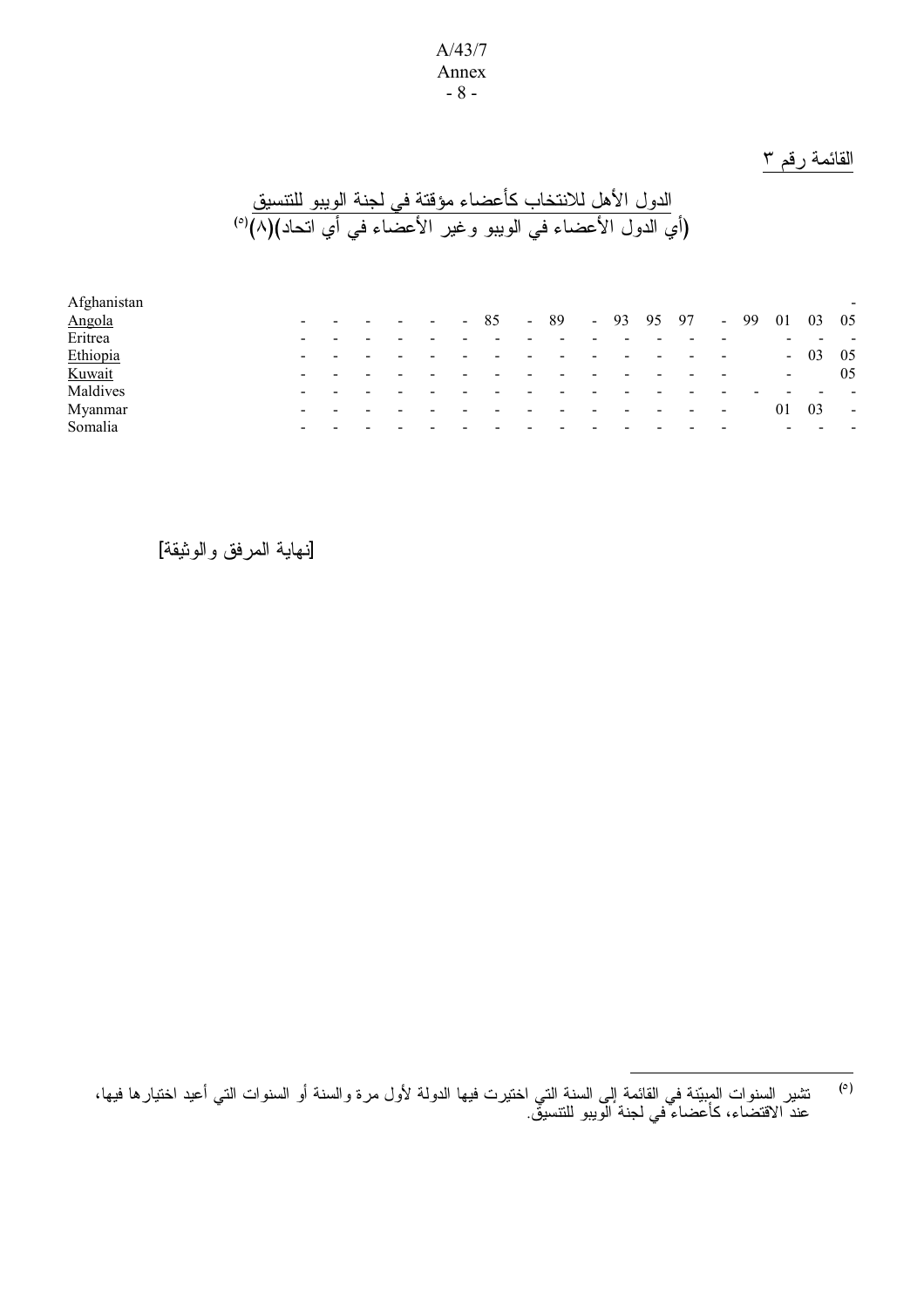القائمة رقم ٣

## الدول الأهل للانتخاب كأعضاء مؤقتة في لجنة الويبو للتنسيق (أي الدول الأعضاء في الويبو وغير الأعضاء في أي اتحاد)(٨)(٥)

| | | | | | | | | | | | | | | | | | | | |
|---|---|---|---|---|---|---|---|---|---|---|---|---|---|---|---|---|---|---|---|
| Afghanistan | | | | | | | | | | | | | | | | | | | - |
| <u>Angola</u> | - | - | - | - | - | - | - | 85 | - | 89 | - | 93 | 95 | 97 | - | 99 | 01 | 03 | 05 |
| Eritrea | - | - | - | - | - | - | - | - | - | - | - | - | - | - | - | | - | - | - |
| <u>Ethiopia</u> | - | - | - | - | - | - | - | - | - | - | - | - | - | - | - | | - | 03 | 05 |
| <u>Kuwait</u> | - | - | - | - | - | - | - | - | - | - | - | - | - | - | - | | - | | 05 |
| Maldives | - | - | - | - | - | - | - | - | - | - | - | - | - | - | - | - | - | - | - |
| Myanmar | - | - | - | - | - | - | - | - | - | - | - | - | - | - | - | | 01 | 03 | - |
| Somalia | - | - | - | - | - | - | - | - | - | - | - | - | - | - | - | | - | - | - |

[نهاية المرفق والوثيقة]

(٥) تشير السنوات المبيّنة في القائمة إلى السنة التي اختيرت فيها الدولة لأول مرة والسنة أو السنوات التي أعيد اختيارها فيها، عند الاقتضاء، كأعضاء في لجنة الويبو للتنسيق.